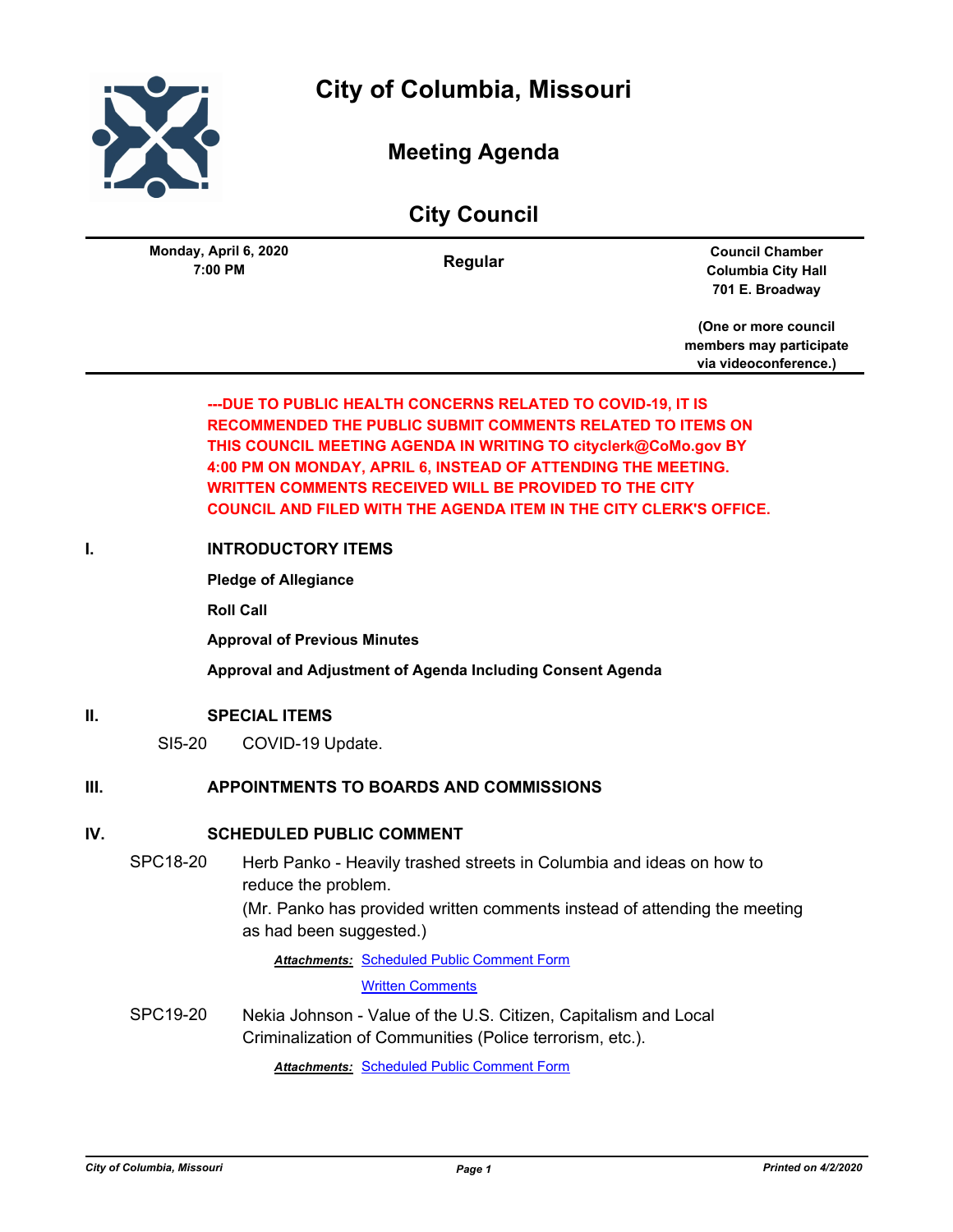# City of Columbia, Missouri

## Meeting Agenda

## City Council

**Monday, April 6, 2020**
**7:00 PM**

**Regular**

**Council Chamber**
**Columbia City Hall**
**701 E. Broadway**

**(One or more council members may participate via videoconference.)**

**---DUE TO PUBLIC HEALTH CONCERNS RELATED TO COVID-19, IT IS RECOMMENDED THE PUBLIC SUBMIT COMMENTS RELATED TO ITEMS ON THIS COUNCIL MEETING AGENDA IN WRITING TO cityclerk@CoMo.gov BY 4:00 PM ON MONDAY, APRIL 6, INSTEAD OF ATTENDING THE MEETING. WRITTEN COMMENTS RECEIVED WILL BE PROVIDED TO THE CITY COUNCIL AND FILED WITH THE AGENDA ITEM IN THE CITY CLERK'S OFFICE.**

## I. INTRODUCTORY ITEMS

**Pledge of Allegiance**

**Roll Call**

**Approval of Previous Minutes**

**Approval and Adjustment of Agenda Including Consent Agenda**

## II. SPECIAL ITEMS

SI5-20 COVID-19 Update.

## III. APPOINTMENTS TO BOARDS AND COMMISSIONS

## IV. SCHEDULED PUBLIC COMMENT

SPC18-20 Herb Panko - Heavily trashed streets in Columbia and ideas on how to reduce the problem.
(Mr. Panko has provided written comments instead of attending the meeting as had been suggested.)

***Attachments:*** Scheduled Public Comment Form
Written Comments

SPC19-20 Nekia Johnson - Value of the U.S. Citizen, Capitalism and Local Criminalization of Communities (Police terrorism, etc.).

***Attachments:*** Scheduled Public Comment Form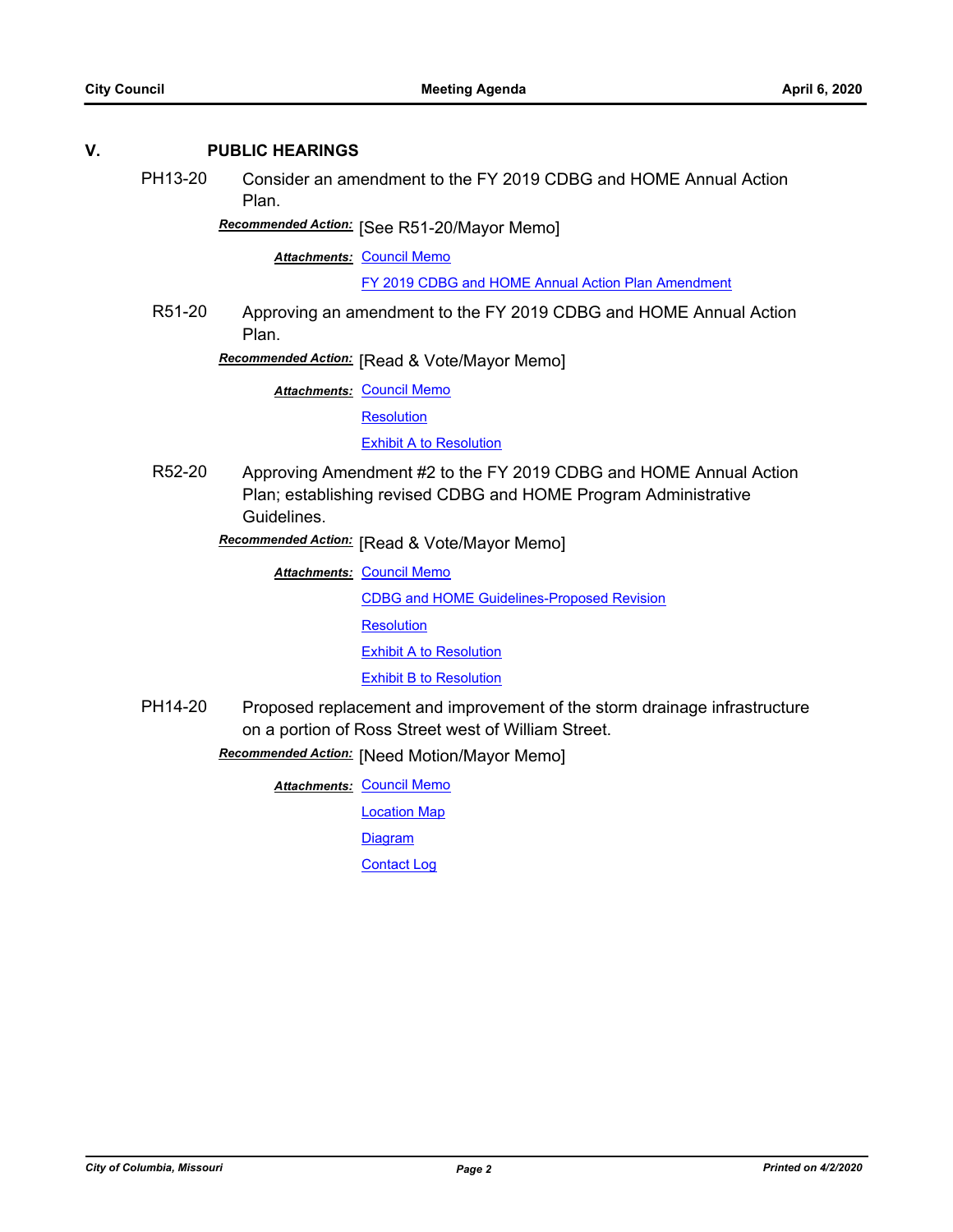## V. PUBLIC HEARINGS

**PH13-20** Consider an amendment to the FY 2019 CDBG and HOME Annual Action Plan.

***Recommended Action:*** [See R51-20/Mayor Memo]

***Attachments:*** Council Memo
FY 2019 CDBG and HOME Annual Action Plan Amendment

**R51-20** Approving an amendment to the FY 2019 CDBG and HOME Annual Action Plan.

***Recommended Action:*** [Read & Vote/Mayor Memo]

***Attachments:*** Council Memo
Resolution
Exhibit A to Resolution

**R52-20** Approving Amendment #2 to the FY 2019 CDBG and HOME Annual Action Plan; establishing revised CDBG and HOME Program Administrative Guidelines.

***Recommended Action:*** [Read & Vote/Mayor Memo]

***Attachments:*** Council Memo
CDBG and HOME Guidelines-Proposed Revision
Resolution
Exhibit A to Resolution
Exhibit B to Resolution

**PH14-20** Proposed replacement and improvement of the storm drainage infrastructure on a portion of Ross Street west of William Street.

***Recommended Action:*** [Need Motion/Mayor Memo]

***Attachments:*** Council Memo
Location Map
Diagram
Contact Log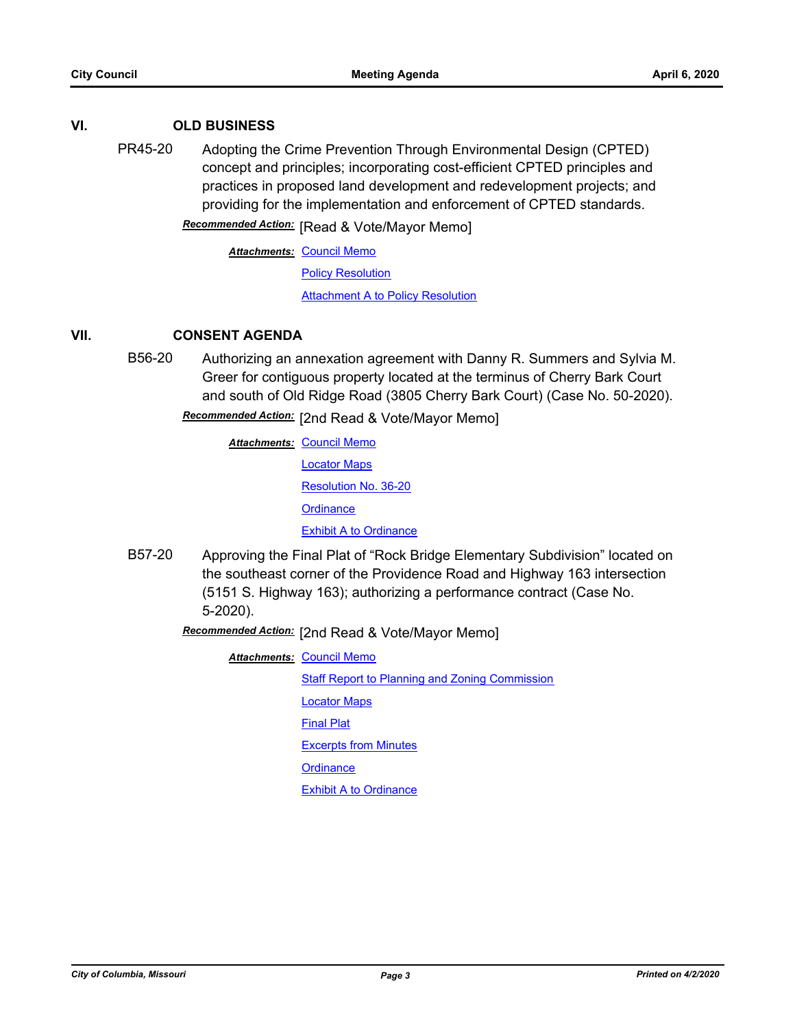## VI. OLD BUSINESS

PR45-20 Adopting the Crime Prevention Through Environmental Design (CPTED) concept and principles; incorporating cost-efficient CPTED principles and practices in proposed land development and redevelopment projects; and providing for the implementation and enforcement of CPTED standards.

***Recommended Action:*** [Read & Vote/Mayor Memo]

***Attachments:*** Council Memo
Policy Resolution
Attachment A to Policy Resolution

## VII. CONSENT AGENDA

B56-20 Authorizing an annexation agreement with Danny R. Summers and Sylvia M. Greer for contiguous property located at the terminus of Cherry Bark Court and south of Old Ridge Road (3805 Cherry Bark Court) (Case No. 50-2020).

***Recommended Action:*** [2nd Read & Vote/Mayor Memo]

***Attachments:*** Council Memo
Locator Maps
Resolution No. 36-20
Ordinance
Exhibit A to Ordinance

B57-20 Approving the Final Plat of "Rock Bridge Elementary Subdivision" located on the southeast corner of the Providence Road and Highway 163 intersection (5151 S. Highway 163); authorizing a performance contract (Case No. 5-2020).

***Recommended Action:*** [2nd Read & Vote/Mayor Memo]

***Attachments:*** Council Memo
Staff Report to Planning and Zoning Commission
Locator Maps
Final Plat
Excerpts from Minutes
Ordinance
Exhibit A to Ordinance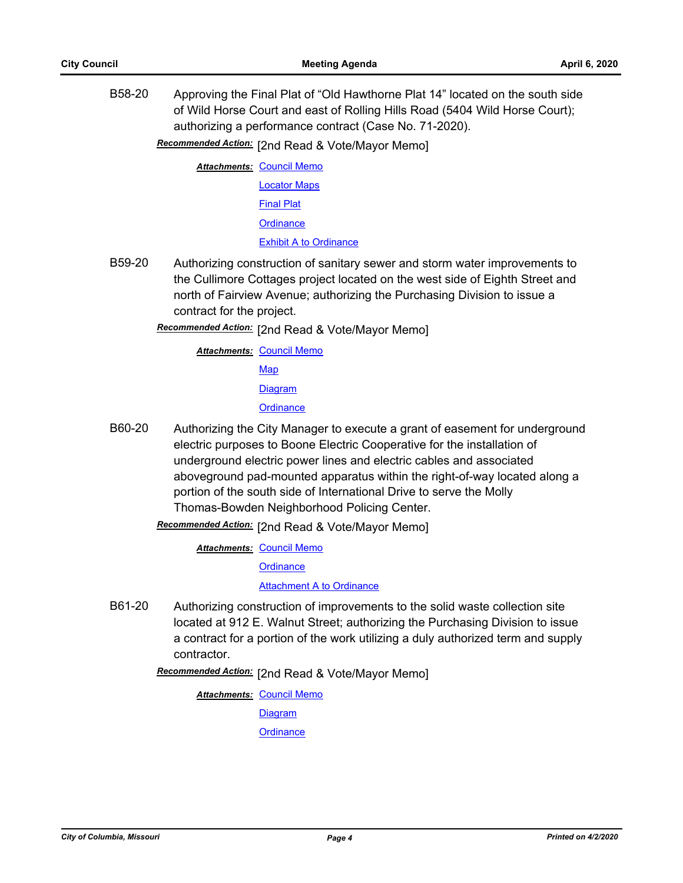B58-20 Approving the Final Plat of “Old Hawthorne Plat 14” located on the south side of Wild Horse Court and east of Rolling Hills Road (5404 Wild Horse Court); authorizing a performance contract (Case No. 71-2020).

***Recommended Action:*** [2nd Read & Vote/Mayor Memo]

***Attachments:*** Council Memo
Locator Maps
Final Plat
Ordinance
Exhibit A to Ordinance

B59-20 Authorizing construction of sanitary sewer and storm water improvements to the Cullimore Cottages project located on the west side of Eighth Street and north of Fairview Avenue; authorizing the Purchasing Division to issue a contract for the project.

***Recommended Action:*** [2nd Read & Vote/Mayor Memo]

***Attachments:*** Council Memo
Map
Diagram
Ordinance

B60-20 Authorizing the City Manager to execute a grant of easement for underground electric purposes to Boone Electric Cooperative for the installation of underground electric power lines and electric cables and associated aboveground pad-mounted apparatus within the right-of-way located along a portion of the south side of International Drive to serve the Molly Thomas-Bowden Neighborhood Policing Center.

***Recommended Action:*** [2nd Read & Vote/Mayor Memo]

***Attachments:*** Council Memo
Ordinance
Attachment A to Ordinance

B61-20 Authorizing construction of improvements to the solid waste collection site located at 912 E. Walnut Street; authorizing the Purchasing Division to issue a contract for a portion of the work utilizing a duly authorized term and supply contractor.

***Recommended Action:*** [2nd Read & Vote/Mayor Memo]

***Attachments:*** Council Memo
Diagram
Ordinance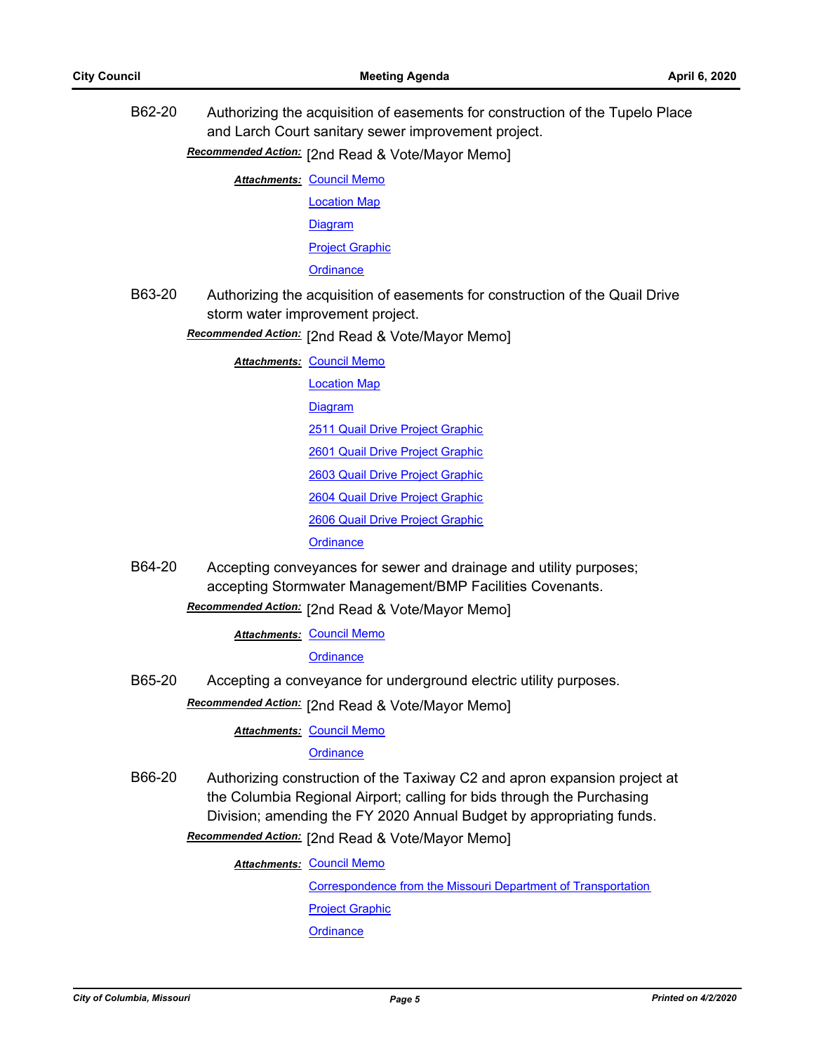B62-20 Authorizing the acquisition of easements for construction of the Tupelo Place and Larch Court sanitary sewer improvement project.

***Recommended Action:*** [2nd Read & Vote/Mayor Memo]

***Attachments:*** Council Memo
Location Map
Diagram
Project Graphic
Ordinance

B63-20 Authorizing the acquisition of easements for construction of the Quail Drive storm water improvement project.

***Recommended Action:*** [2nd Read & Vote/Mayor Memo]

***Attachments:*** Council Memo
Location Map
Diagram
2511 Quail Drive Project Graphic
2601 Quail Drive Project Graphic
2603 Quail Drive Project Graphic
2604 Quail Drive Project Graphic
2606 Quail Drive Project Graphic
Ordinance

B64-20 Accepting conveyances for sewer and drainage and utility purposes; accepting Stormwater Management/BMP Facilities Covenants.

***Recommended Action:*** [2nd Read & Vote/Mayor Memo]

***Attachments:*** Council Memo
Ordinance

B65-20 Accepting a conveyance for underground electric utility purposes.

***Recommended Action:*** [2nd Read & Vote/Mayor Memo]

***Attachments:*** Council Memo
Ordinance

B66-20 Authorizing construction of the Taxiway C2 and apron expansion project at the Columbia Regional Airport; calling for bids through the Purchasing Division; amending the FY 2020 Annual Budget by appropriating funds.

***Recommended Action:*** [2nd Read & Vote/Mayor Memo]

***Attachments:*** Council Memo
Correspondence from the Missouri Department of Transportation
Project Graphic
Ordinance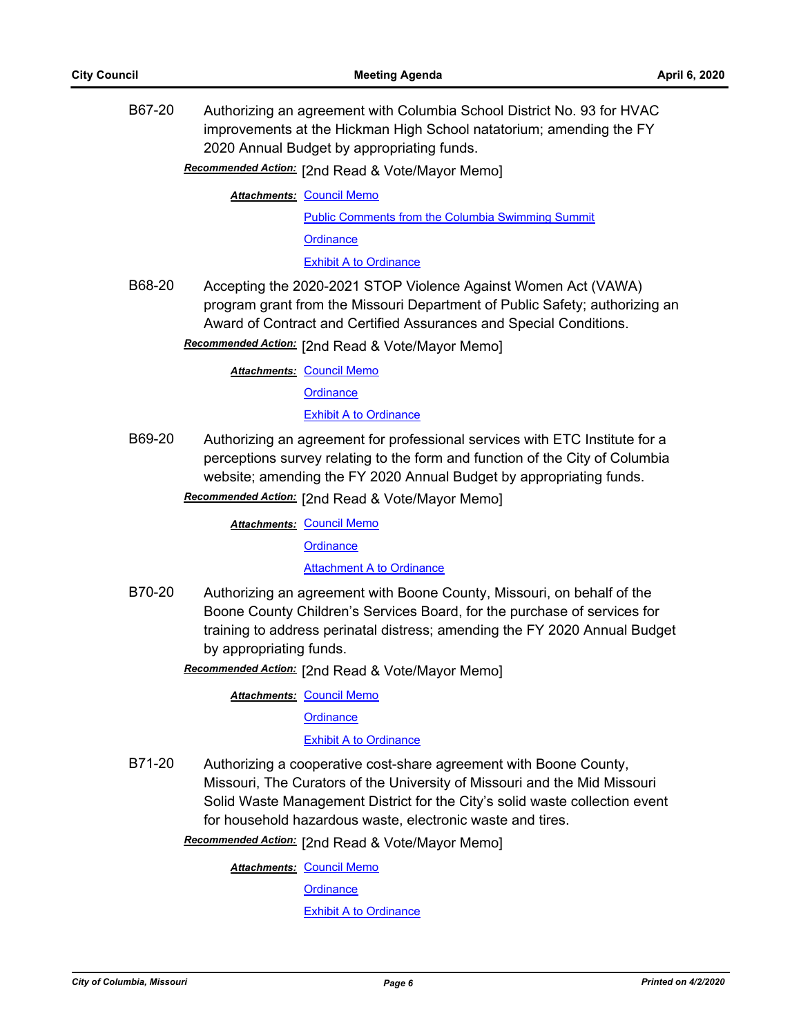B67-20 Authorizing an agreement with Columbia School District No. 93 for HVAC improvements at the Hickman High School natatorium; amending the FY 2020 Annual Budget by appropriating funds.

***Recommended Action:*** [2nd Read & Vote/Mayor Memo]

***Attachments:*** Council Memo
Public Comments from the Columbia Swimming Summit
Ordinance
Exhibit A to Ordinance

B68-20 Accepting the 2020-2021 STOP Violence Against Women Act (VAWA) program grant from the Missouri Department of Public Safety; authorizing an Award of Contract and Certified Assurances and Special Conditions.

***Recommended Action:*** [2nd Read & Vote/Mayor Memo]

***Attachments:*** Council Memo
Ordinance
Exhibit A to Ordinance

B69-20 Authorizing an agreement for professional services with ETC Institute for a perceptions survey relating to the form and function of the City of Columbia website; amending the FY 2020 Annual Budget by appropriating funds.

***Recommended Action:*** [2nd Read & Vote/Mayor Memo]

***Attachments:*** Council Memo
Ordinance
Attachment A to Ordinance

B70-20 Authorizing an agreement with Boone County, Missouri, on behalf of the Boone County Children's Services Board, for the purchase of services for training to address perinatal distress; amending the FY 2020 Annual Budget by appropriating funds.

***Recommended Action:*** [2nd Read & Vote/Mayor Memo]

***Attachments:*** Council Memo
Ordinance
Exhibit A to Ordinance

B71-20 Authorizing a cooperative cost-share agreement with Boone County, Missouri, The Curators of the University of Missouri and the Mid Missouri Solid Waste Management District for the City's solid waste collection event for household hazardous waste, electronic waste and tires.

***Recommended Action:*** [2nd Read & Vote/Mayor Memo]

***Attachments:*** Council Memo
Ordinance
Exhibit A to Ordinance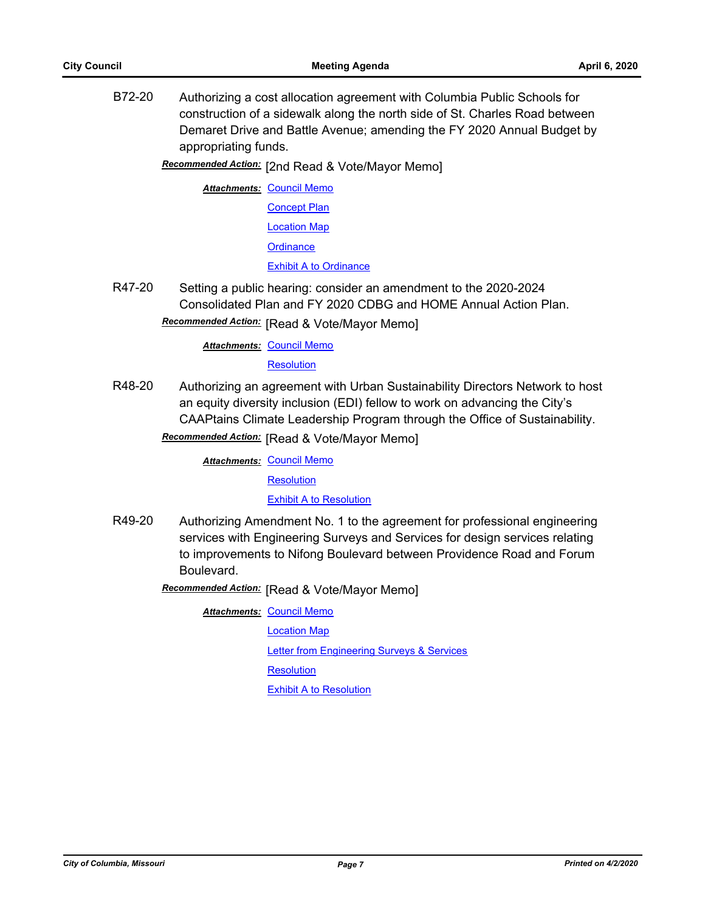**B72-20** Authorizing a cost allocation agreement with Columbia Public Schools for construction of a sidewalk along the north side of St. Charles Road between Demaret Drive and Battle Avenue; amending the FY 2020 Annual Budget by appropriating funds.

***Recommended Action:*** [2nd Read & Vote/Mayor Memo]

***Attachments:*** Council Memo
Concept Plan
Location Map
Ordinance
Exhibit A to Ordinance

**R47-20** Setting a public hearing: consider an amendment to the 2020-2024 Consolidated Plan and FY 2020 CDBG and HOME Annual Action Plan.

***Recommended Action:*** [Read & Vote/Mayor Memo]

***Attachments:*** Council Memo
Resolution

**R48-20** Authorizing an agreement with Urban Sustainability Directors Network to host an equity diversity inclusion (EDI) fellow to work on advancing the City's CAAPtains Climate Leadership Program through the Office of Sustainability.

***Recommended Action:*** [Read & Vote/Mayor Memo]

***Attachments:*** Council Memo
Resolution
Exhibit A to Resolution

**R49-20** Authorizing Amendment No. 1 to the agreement for professional engineering services with Engineering Surveys and Services for design services relating to improvements to Nifong Boulevard between Providence Road and Forum Boulevard.

***Recommended Action:*** [Read & Vote/Mayor Memo]

***Attachments:*** Council Memo
Location Map
Letter from Engineering Surveys & Services
Resolution
Exhibit A to Resolution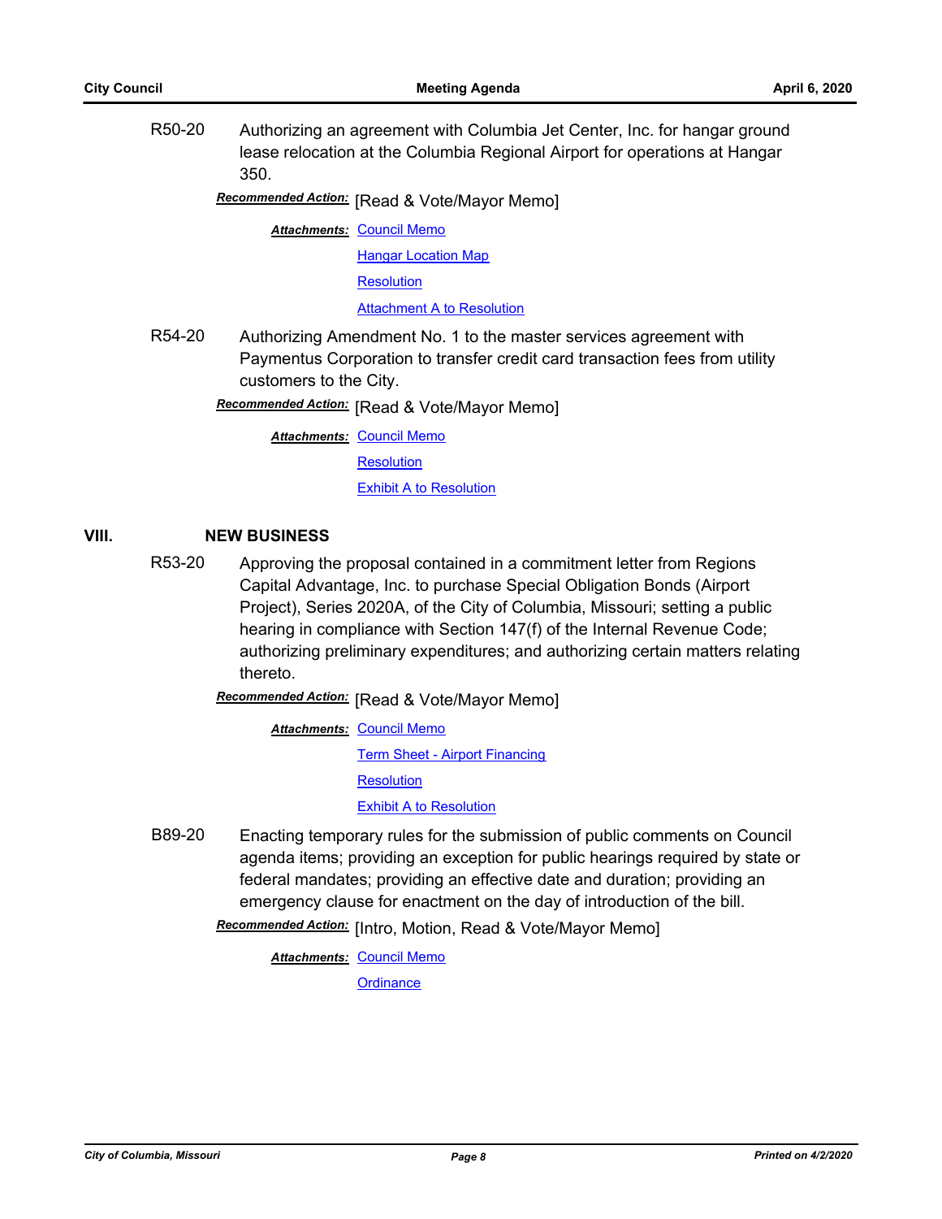R50-20 Authorizing an agreement with Columbia Jet Center, Inc. for hangar ground lease relocation at the Columbia Regional Airport for operations at Hangar 350.

***Recommended Action:*** [Read & Vote/Mayor Memo]

***Attachments:*** Council Memo
Hangar Location Map
Resolution
Attachment A to Resolution

R54-20 Authorizing Amendment No. 1 to the master services agreement with Paymentus Corporation to transfer credit card transaction fees from utility customers to the City.

***Recommended Action:*** [Read & Vote/Mayor Memo]

***Attachments:*** Council Memo
Resolution
Exhibit A to Resolution

## VIII. NEW BUSINESS

R53-20 Approving the proposal contained in a commitment letter from Regions Capital Advantage, Inc. to purchase Special Obligation Bonds (Airport Project), Series 2020A, of the City of Columbia, Missouri; setting a public hearing in compliance with Section 147(f) of the Internal Revenue Code; authorizing preliminary expenditures; and authorizing certain matters relating thereto.

***Recommended Action:*** [Read & Vote/Mayor Memo]

***Attachments:*** Council Memo
Term Sheet - Airport Financing
Resolution
Exhibit A to Resolution

B89-20 Enacting temporary rules for the submission of public comments on Council agenda items; providing an exception for public hearings required by state or federal mandates; providing an effective date and duration; providing an emergency clause for enactment on the day of introduction of the bill.

***Recommended Action:*** [Intro, Motion, Read & Vote/Mayor Memo]

***Attachments:*** Council Memo
Ordinance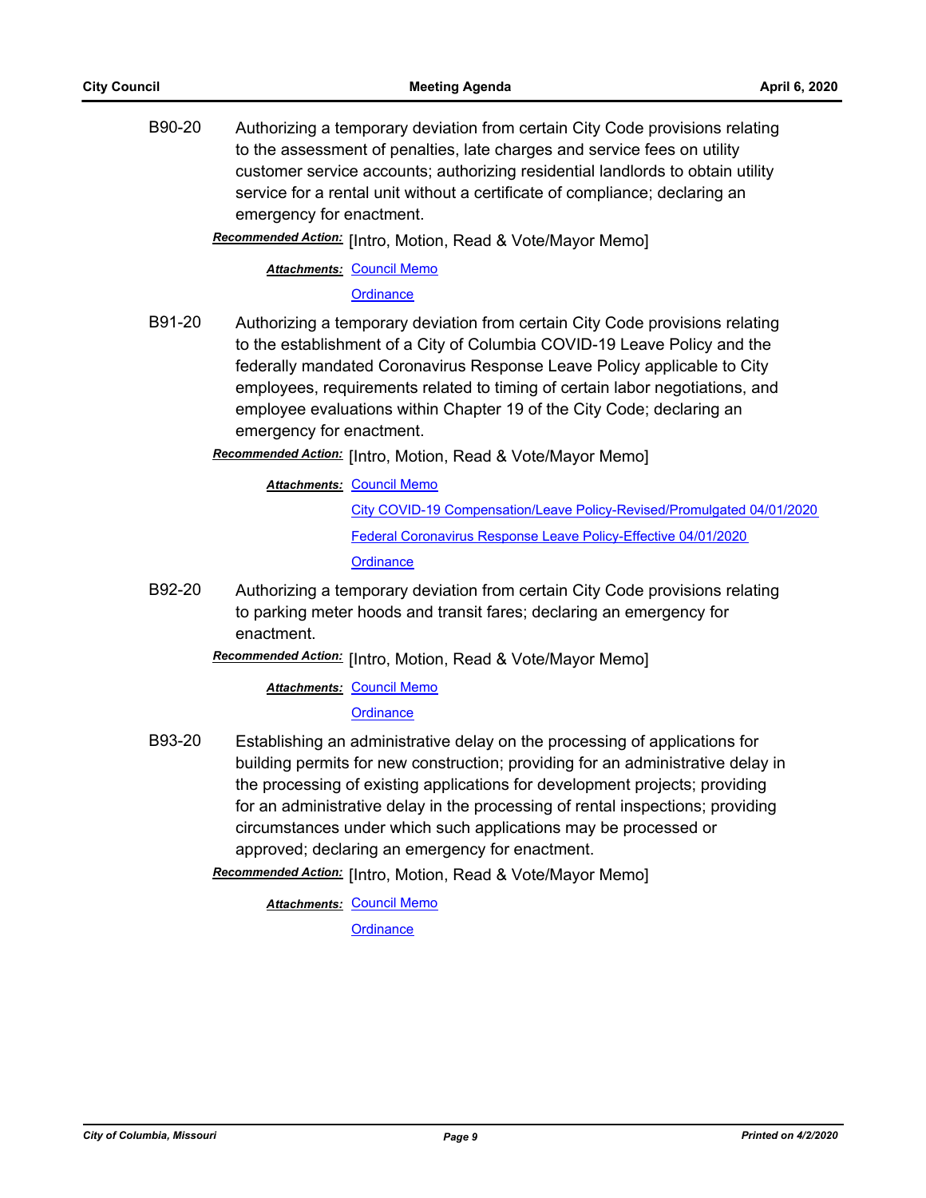B90-20 Authorizing a temporary deviation from certain City Code provisions relating to the assessment of penalties, late charges and service fees on utility customer service accounts; authorizing residential landlords to obtain utility service for a rental unit without a certificate of compliance; declaring an emergency for enactment.

***Recommended Action:*** [Intro, Motion, Read & Vote/Mayor Memo]

***Attachments:*** Council Memo
Ordinance

B91-20 Authorizing a temporary deviation from certain City Code provisions relating to the establishment of a City of Columbia COVID-19 Leave Policy and the federally mandated Coronavirus Response Leave Policy applicable to City employees, requirements related to timing of certain labor negotiations, and employee evaluations within Chapter 19 of the City Code; declaring an emergency for enactment.

***Recommended Action:*** [Intro, Motion, Read & Vote/Mayor Memo]

***Attachments:*** Council Memo
City COVID-19 Compensation/Leave Policy-Revised/Promulgated 04/01/2020
Federal Coronavirus Response Leave Policy-Effective 04/01/2020
Ordinance

B92-20 Authorizing a temporary deviation from certain City Code provisions relating to parking meter hoods and transit fares; declaring an emergency for enactment.

***Recommended Action:*** [Intro, Motion, Read & Vote/Mayor Memo]

***Attachments:*** Council Memo
Ordinance

B93-20 Establishing an administrative delay on the processing of applications for building permits for new construction; providing for an administrative delay in the processing of existing applications for development projects; providing for an administrative delay in the processing of rental inspections; providing circumstances under which such applications may be processed or approved; declaring an emergency for enactment.

***Recommended Action:*** [Intro, Motion, Read & Vote/Mayor Memo]

***Attachments:*** Council Memo
Ordinance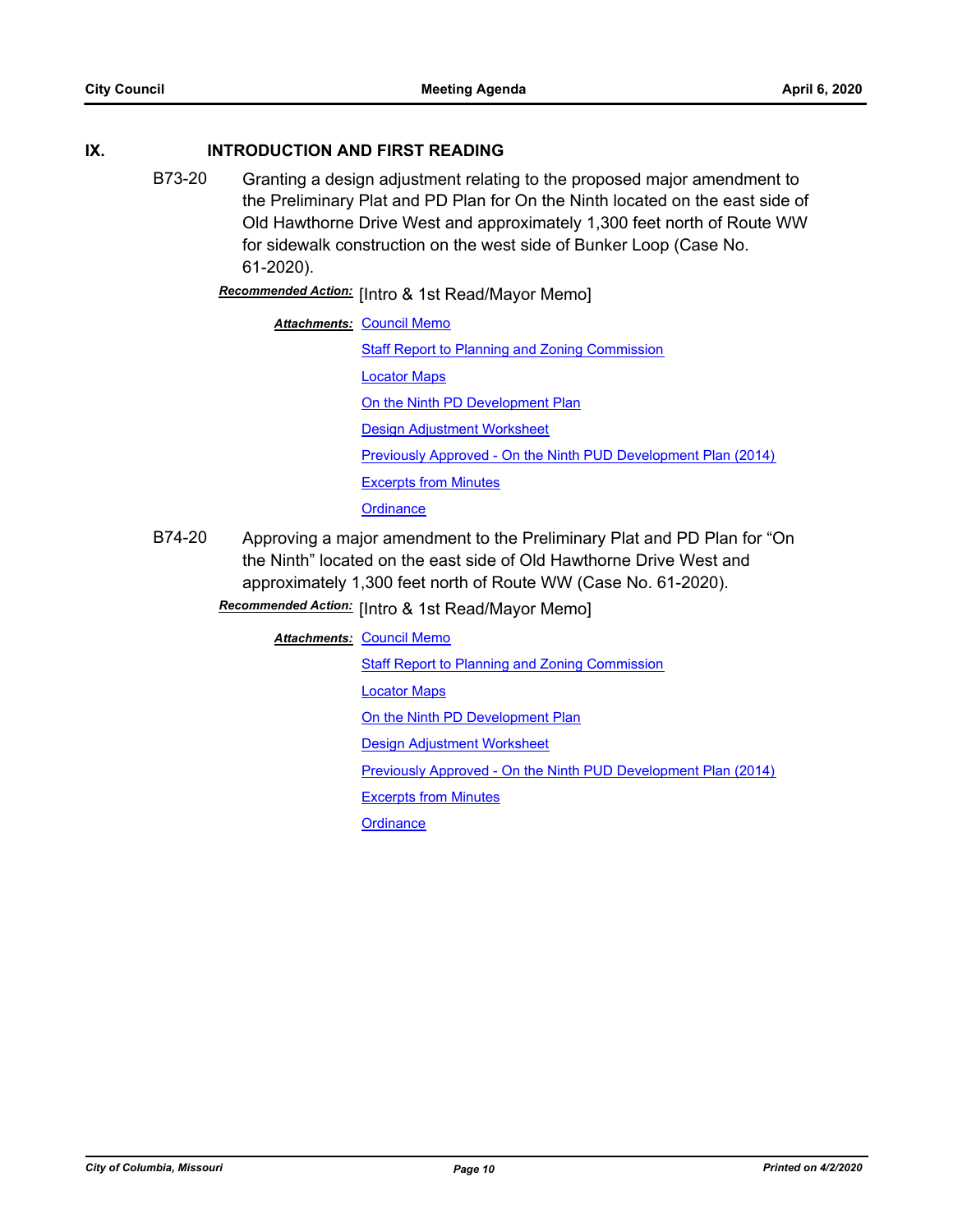## IX. INTRODUCTION AND FIRST READING

**B73-20** Granting a design adjustment relating to the proposed major amendment to the Preliminary Plat and PD Plan for On the Ninth located on the east side of Old Hawthorne Drive West and approximately 1,300 feet north of Route WW for sidewalk construction on the west side of Bunker Loop (Case No. 61-2020).

***Recommended Action:*** [Intro & 1st Read/Mayor Memo]

***Attachments:***
- Council Memo
- Staff Report to Planning and Zoning Commission
- Locator Maps
- On the Ninth PD Development Plan
- Design Adjustment Worksheet
- Previously Approved - On the Ninth PUD Development Plan (2014)
- Excerpts from Minutes
- Ordinance

**B74-20** Approving a major amendment to the Preliminary Plat and PD Plan for "On the Ninth" located on the east side of Old Hawthorne Drive West and approximately 1,300 feet north of Route WW (Case No. 61-2020).

***Recommended Action:*** [Intro & 1st Read/Mayor Memo]

***Attachments:***
- Council Memo
- Staff Report to Planning and Zoning Commission
- Locator Maps
- On the Ninth PD Development Plan
- Design Adjustment Worksheet
- Previously Approved - On the Ninth PUD Development Plan (2014)
- Excerpts from Minutes
- Ordinance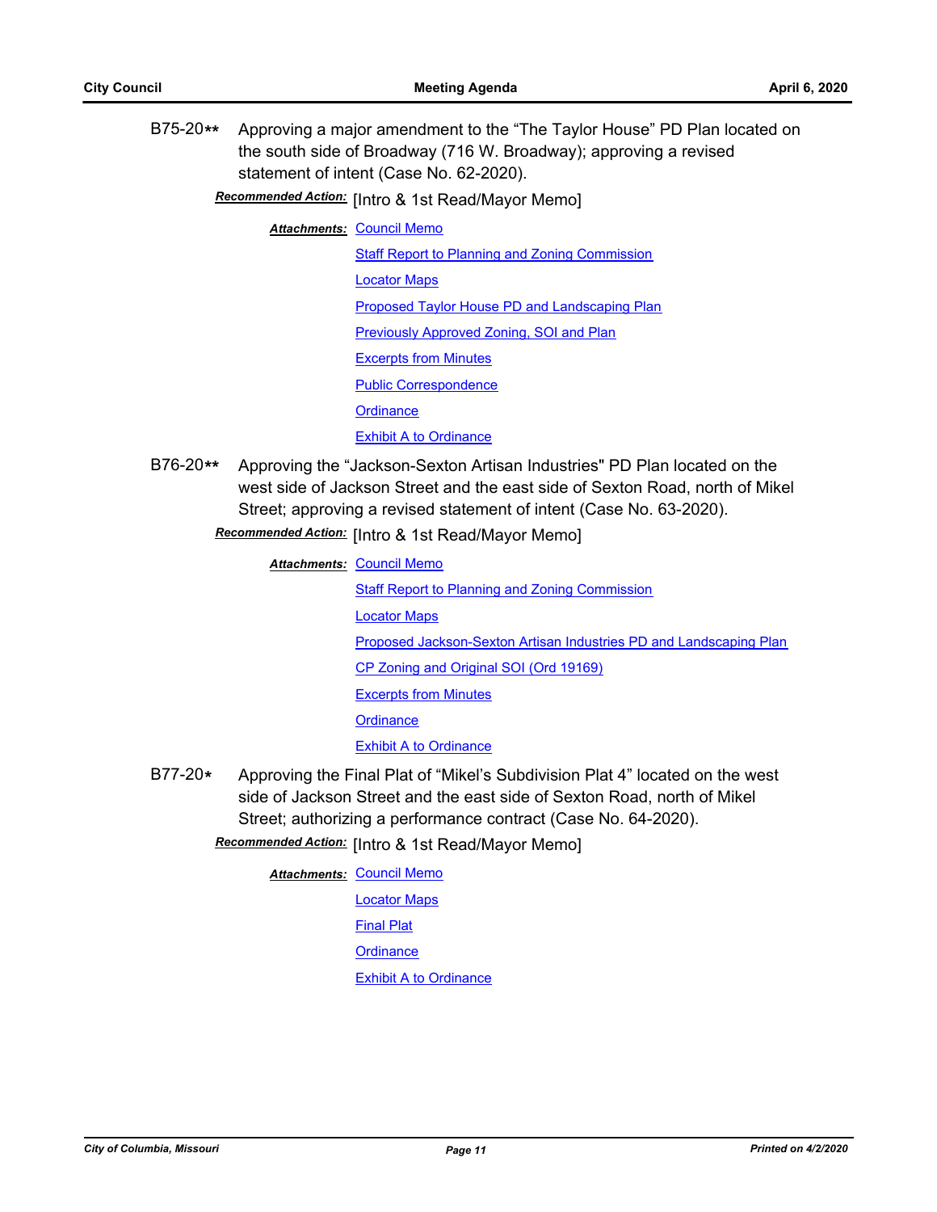B75-20** Approving a major amendment to the "The Taylor House" PD Plan located on the south side of Broadway (716 W. Broadway); approving a revised statement of intent (Case No. 62-2020).

***Recommended Action:*** [Intro & 1st Read/Mayor Memo]

***Attachments:*** Council Memo
Staff Report to Planning and Zoning Commission
Locator Maps
Proposed Taylor House PD and Landscaping Plan
Previously Approved Zoning, SOI and Plan
Excerpts from Minutes
Public Correspondence
Ordinance
Exhibit A to Ordinance

B76-20** Approving the "Jackson-Sexton Artisan Industries" PD Plan located on the west side of Jackson Street and the east side of Sexton Road, north of Mikel Street; approving a revised statement of intent (Case No. 63-2020).

***Recommended Action:*** [Intro & 1st Read/Mayor Memo]

***Attachments:*** Council Memo
Staff Report to Planning and Zoning Commission
Locator Maps
Proposed Jackson-Sexton Artisan Industries PD and Landscaping Plan
CP Zoning and Original SOI (Ord 19169)
Excerpts from Minutes
Ordinance
Exhibit A to Ordinance

B77-20* Approving the Final Plat of "Mikel's Subdivision Plat 4" located on the west side of Jackson Street and the east side of Sexton Road, north of Mikel Street; authorizing a performance contract (Case No. 64-2020).

***Recommended Action:*** [Intro & 1st Read/Mayor Memo]

***Attachments:*** Council Memo
Locator Maps
Final Plat
Ordinance
Exhibit A to Ordinance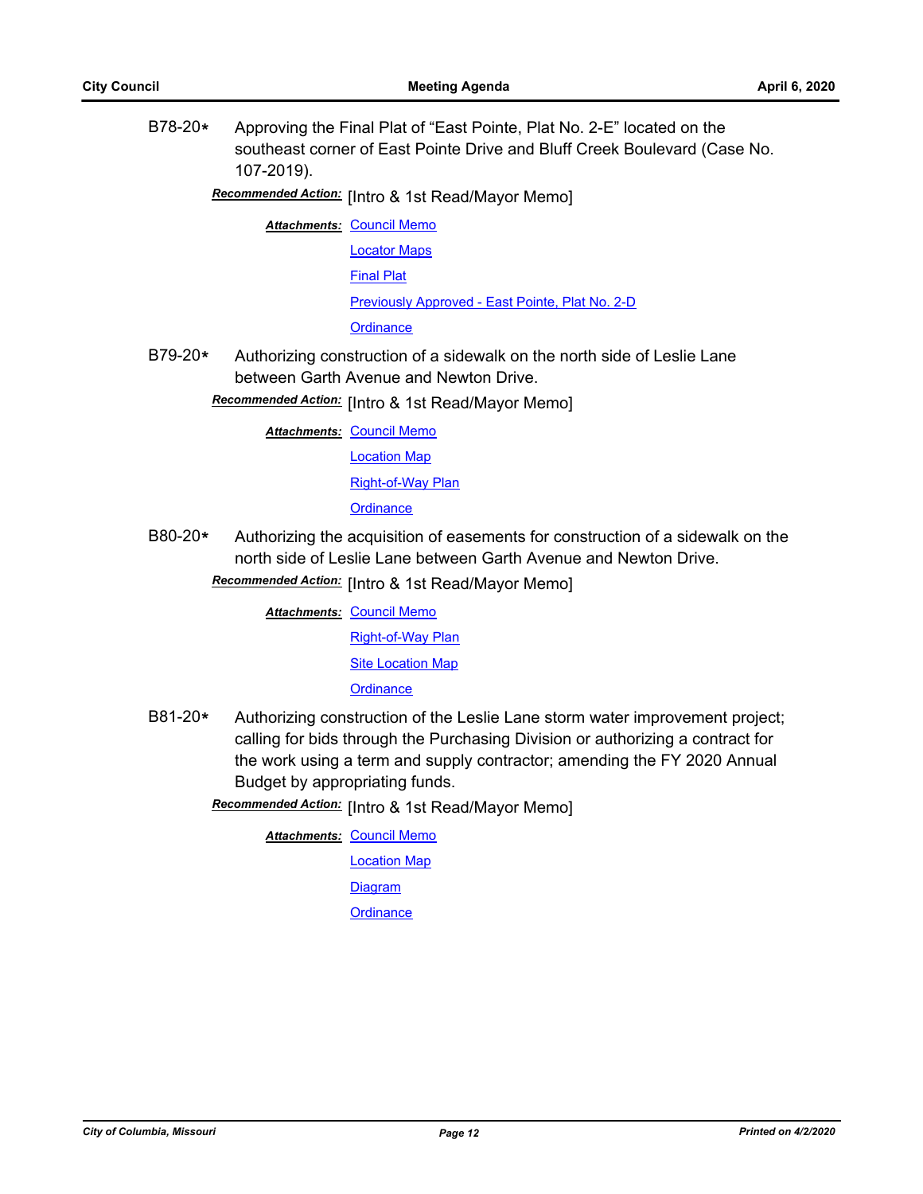B78-20* Approving the Final Plat of "East Pointe, Plat No. 2-E" located on the southeast corner of East Pointe Drive and Bluff Creek Boulevard (Case No. 107-2019).

***Recommended Action:*** [Intro & 1st Read/Mayor Memo]

***Attachments:*** Council Memo
Locator Maps
Final Plat
Previously Approved - East Pointe, Plat No. 2-D
Ordinance

B79-20* Authorizing construction of a sidewalk on the north side of Leslie Lane between Garth Avenue and Newton Drive.

***Recommended Action:*** [Intro & 1st Read/Mayor Memo]

***Attachments:*** Council Memo
Location Map
Right-of-Way Plan
Ordinance

B80-20* Authorizing the acquisition of easements for construction of a sidewalk on the north side of Leslie Lane between Garth Avenue and Newton Drive.

***Recommended Action:*** [Intro & 1st Read/Mayor Memo]

***Attachments:*** Council Memo
Right-of-Way Plan
Site Location Map
Ordinance

B81-20* Authorizing construction of the Leslie Lane storm water improvement project; calling for bids through the Purchasing Division or authorizing a contract for the work using a term and supply contractor; amending the FY 2020 Annual Budget by appropriating funds.

***Recommended Action:*** [Intro & 1st Read/Mayor Memo]

***Attachments:*** Council Memo
Location Map
Diagram
Ordinance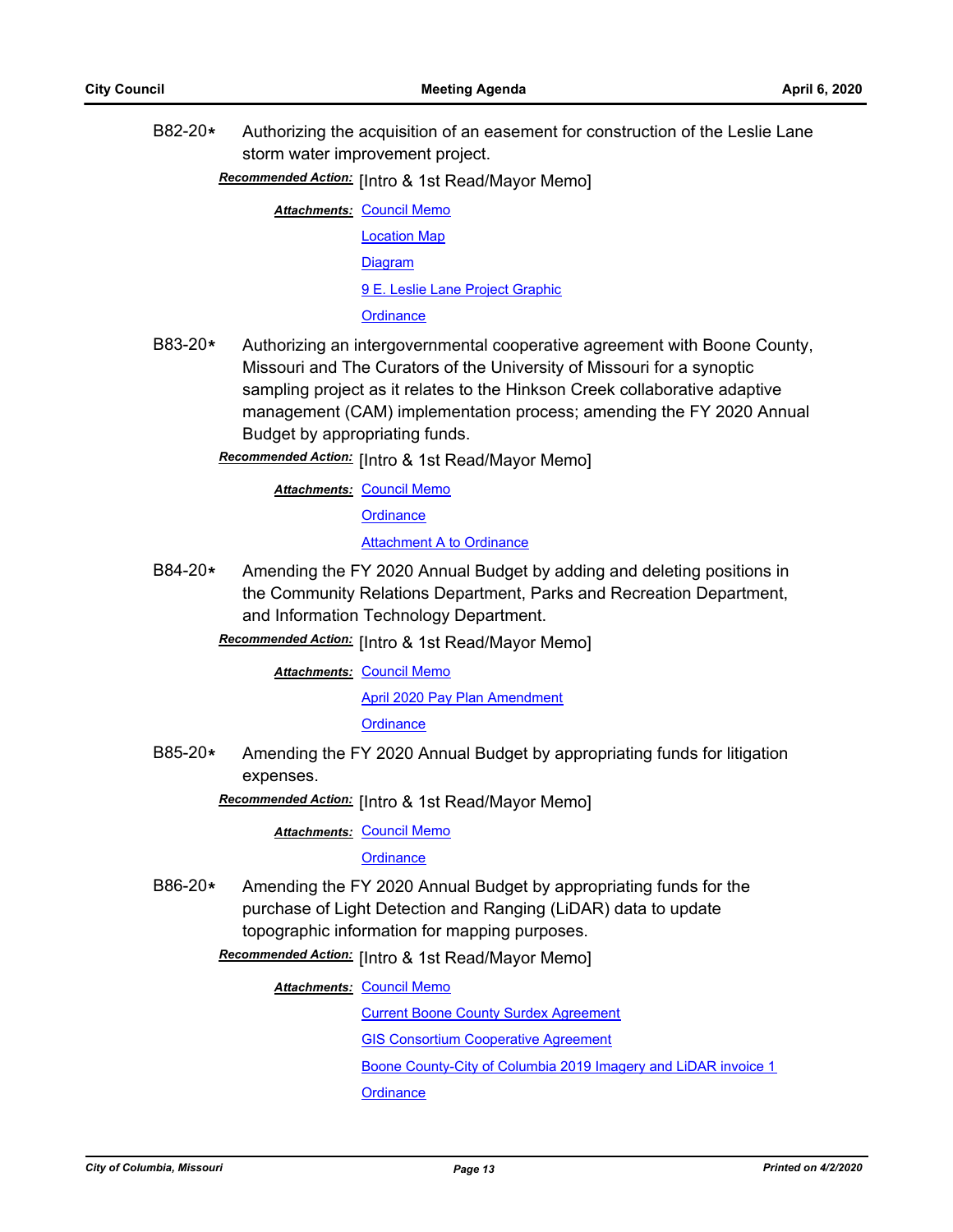B82-20* Authorizing the acquisition of an easement for construction of the Leslie Lane storm water improvement project.

***Recommended Action:*** [Intro & 1st Read/Mayor Memo]

***Attachments:*** Council Memo

Location Map

Diagram

9 E. Leslie Lane Project Graphic

Ordinance

B83-20* Authorizing an intergovernmental cooperative agreement with Boone County, Missouri and The Curators of the University of Missouri for a synoptic sampling project as it relates to the Hinkson Creek collaborative adaptive management (CAM) implementation process; amending the FY 2020 Annual Budget by appropriating funds.

***Recommended Action:*** [Intro & 1st Read/Mayor Memo]

***Attachments:*** Council Memo

Ordinance

Attachment A to Ordinance

B84-20* Amending the FY 2020 Annual Budget by adding and deleting positions in the Community Relations Department, Parks and Recreation Department, and Information Technology Department.

***Recommended Action:*** [Intro & 1st Read/Mayor Memo]

***Attachments:*** Council Memo

April 2020 Pay Plan Amendment

Ordinance

B85-20* Amending the FY 2020 Annual Budget by appropriating funds for litigation expenses.

***Recommended Action:*** [Intro & 1st Read/Mayor Memo]

***Attachments:*** Council Memo

Ordinance

B86-20* Amending the FY 2020 Annual Budget by appropriating funds for the purchase of Light Detection and Ranging (LiDAR) data to update topographic information for mapping purposes.

***Recommended Action:*** [Intro & 1st Read/Mayor Memo]

***Attachments:*** Council Memo

Current Boone County Surdex Agreement

GIS Consortium Cooperative Agreement

Boone County-City of Columbia 2019 Imagery and LiDAR invoice 1

Ordinance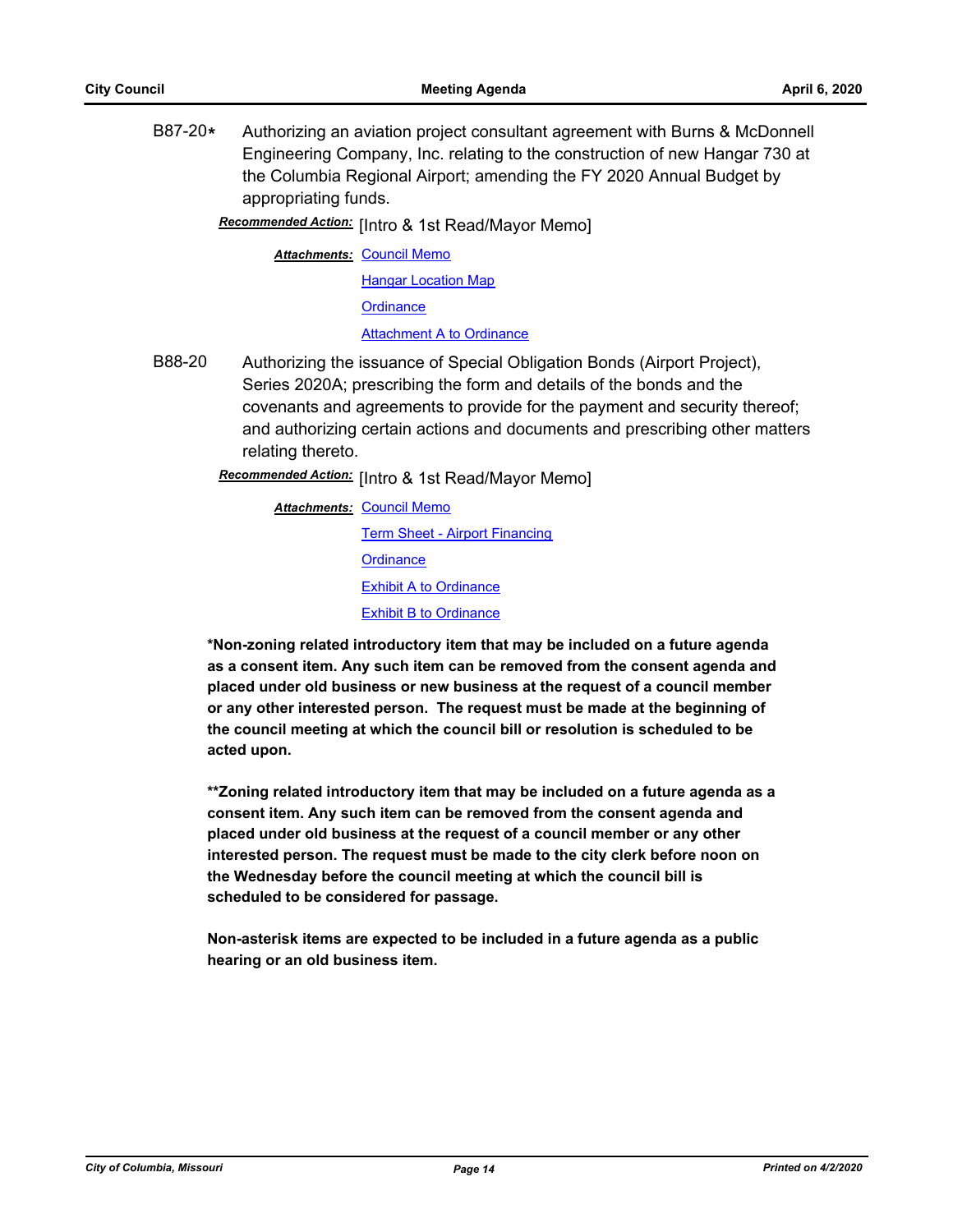B87-20* Authorizing an aviation project consultant agreement with Burns & McDonnell Engineering Company, Inc. relating to the construction of new Hangar 730 at the Columbia Regional Airport; amending the FY 2020 Annual Budget by appropriating funds.

***Recommended Action:*** [Intro & 1st Read/Mayor Memo]

***Attachments:*** Council Memo
Hangar Location Map
Ordinance
Attachment A to Ordinance

B88-20 Authorizing the issuance of Special Obligation Bonds (Airport Project), Series 2020A; prescribing the form and details of the bonds and the covenants and agreements to provide for the payment and security thereof; and authorizing certain actions and documents and prescribing other matters relating thereto.

***Recommended Action:*** [Intro & 1st Read/Mayor Memo]

***Attachments:*** Council Memo
Term Sheet - Airport Financing
Ordinance
Exhibit A to Ordinance
Exhibit B to Ordinance

**\*Non-zoning related introductory item that may be included on a future agenda as a consent item. Any such item can be removed from the consent agenda and placed under old business or new business at the request of a council member or any other interested person. The request must be made at the beginning of the council meeting at which the council bill or resolution is scheduled to be acted upon.**

**\*\*Zoning related introductory item that may be included on a future agenda as a consent item. Any such item can be removed from the consent agenda and placed under old business at the request of a council member or any other interested person. The request must be made to the city clerk before noon on the Wednesday before the council meeting at which the council bill is scheduled to be considered for passage.**

**Non-asterisk items are expected to be included in a future agenda as a public hearing or an old business item.**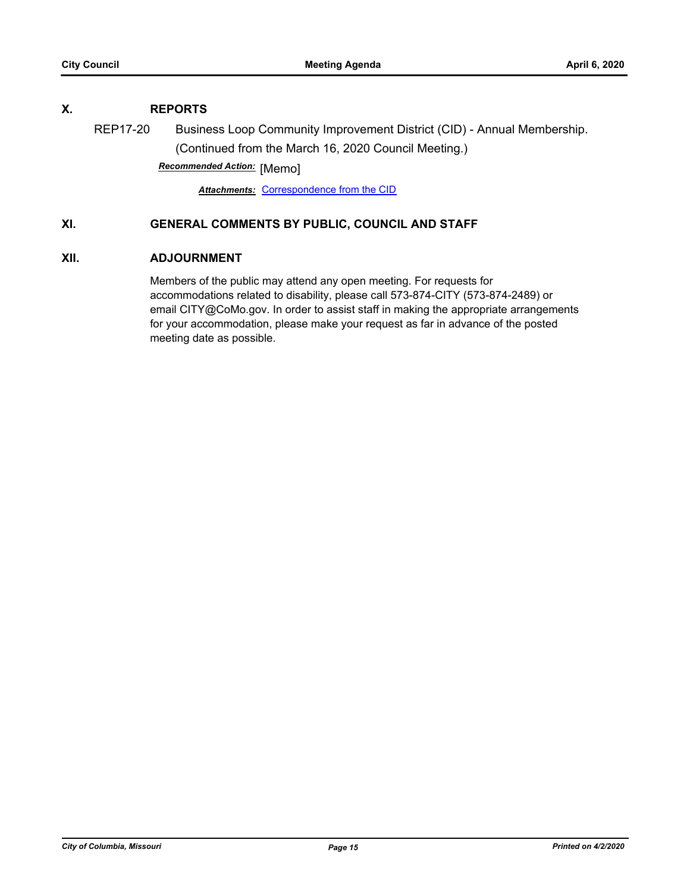## X. REPORTS

REP17-20 Business Loop Community Improvement District (CID) - Annual Membership. (Continued from the March 16, 2020 Council Meeting.)

***Recommended Action:*** [Memo]

***Attachments:*** Correspondence from the CID

## XI. GENERAL COMMENTS BY PUBLIC, COUNCIL AND STAFF

## XII. ADJOURNMENT

Members of the public may attend any open meeting. For requests for accommodations related to disability, please call 573-874-CITY (573-874-2489) or email CITY@CoMo.gov. In order to assist staff in making the appropriate arrangements for your accommodation, please make your request as far in advance of the posted meeting date as possible.